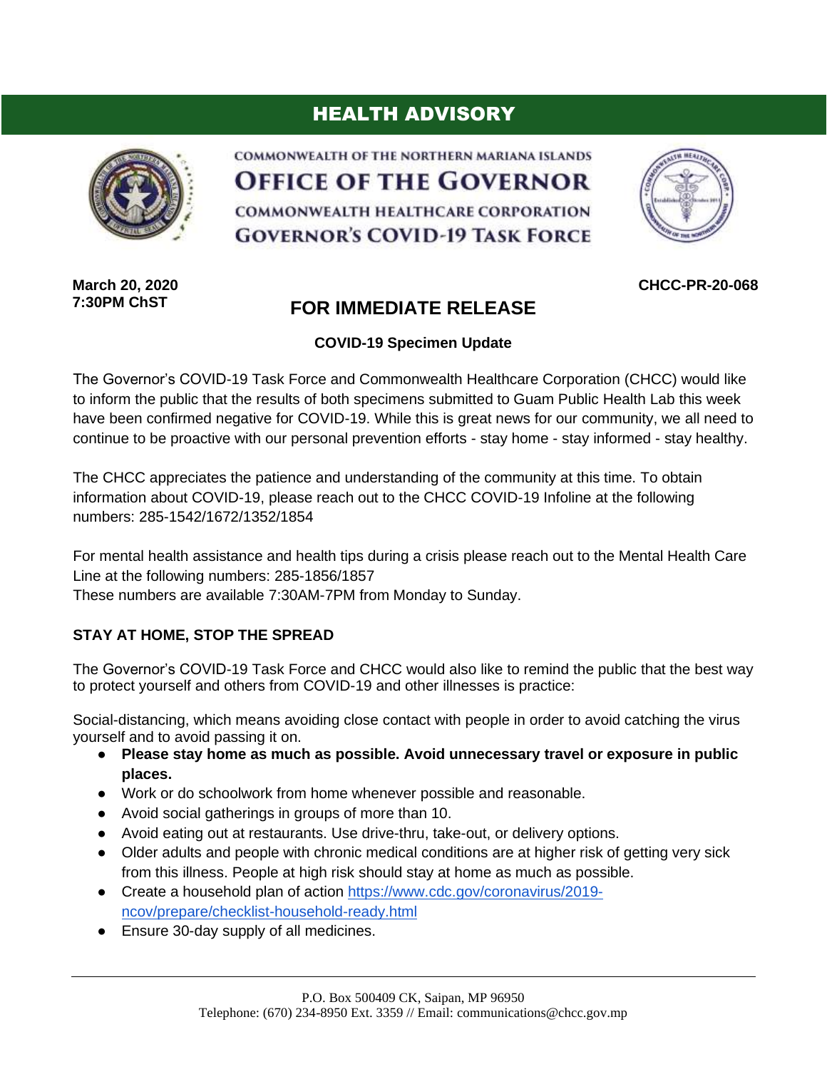# HEALTH ADVISORY

COMMONWEALTH OF THE NORTHERN MARIANA ISLANDS

**OFFICE OF THE GOVERNOR**

COMMONWEALTH HEALTHCARE CORPORATION

**GOVERNOR'S COVID-19 TASK FORCE**

**March 20, 2020**
**7:30PM ChST**

**CHCC-PR-20-068**

## FOR IMMEDIATE RELEASE

### COVID-19 Specimen Update

The Governor's COVID-19 Task Force and Commonwealth Healthcare Corporation (CHCC) would like to inform the public that the results of both specimens submitted to Guam Public Health Lab this week have been confirmed negative for COVID-19. While this is great news for our community, we all need to continue to be proactive with our personal prevention efforts - stay home - stay informed - stay healthy.

The CHCC appreciates the patience and understanding of the community at this time. To obtain information about COVID-19, please reach out to the CHCC COVID-19 Infoline at the following numbers: 285-1542/1672/1352/1854

For mental health assistance and health tips during a crisis please reach out to the Mental Health Care Line at the following numbers: 285-1856/1857
These numbers are available 7:30AM-7PM from Monday to Sunday.

**STAY AT HOME, STOP THE SPREAD**

The Governor's COVID-19 Task Force and CHCC would also like to remind the public that the best way to protect yourself and others from COVID-19 and other illnesses is practice:

Social-distancing, which means avoiding close contact with people in order to avoid catching the virus yourself and to avoid passing it on.

- **Please stay home as much as possible. Avoid unnecessary travel or exposure in public places.**
- Work or do schoolwork from home whenever possible and reasonable.
- Avoid social gatherings in groups of more than 10.
- Avoid eating out at restaurants. Use drive-thru, take-out, or delivery options.
- Older adults and people with chronic medical conditions are at higher risk of getting very sick from this illness. People at high risk should stay at home as much as possible.
- Create a household plan of action https://www.cdc.gov/coronavirus/2019-ncov/prepare/checklist-household-ready.html
- Ensure 30-day supply of all medicines.

P.O. Box 500409 CK, Saipan, MP 96950
Telephone: (670) 234-8950 Ext. 3359 // Email: communications@chcc.gov.mp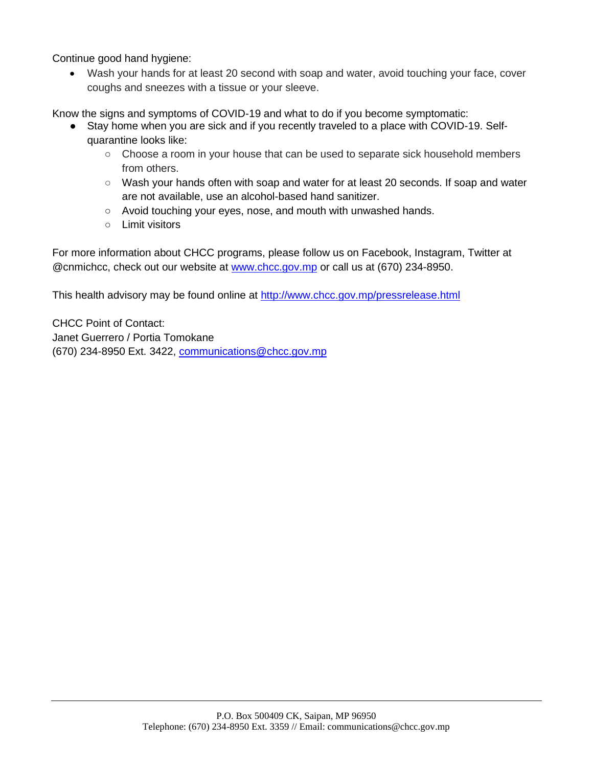Continue good hand hygiene:

- Wash your hands for at least 20 second with soap and water, avoid touching your face, cover coughs and sneezes with a tissue or your sleeve.

Know the signs and symptoms of COVID-19 and what to do if you become symptomatic:

- Stay home when you are sick and if you recently traveled to a place with COVID-19. Self-quarantine looks like:
    - Choose a room in your house that can be used to separate sick household members from others.
    - Wash your hands often with soap and water for at least 20 seconds. If soap and water are not available, use an alcohol-based hand sanitizer.
    - Avoid touching your eyes, nose, and mouth with unwashed hands.
    - Limit visitors

For more information about CHCC programs, please follow us on Facebook, Instagram, Twitter at @cnmichcc, check out our website at [www.chcc.gov.mp](http://www.chcc.gov.mp) or call us at (670) 234-8950.

This health advisory may be found online at [http://www.chcc.gov.mp/pressrelease.html](http://www.chcc.gov.mp/pressrelease.html)

CHCC Point of Contact:
Janet Guerrero / Portia Tomokane
(670) 234-8950 Ext. 3422, [communications@chcc.gov.mp](mailto:communications@chcc.gov.mp)

P.O. Box 500409 CK, Saipan, MP 96950
Telephone: (670) 234-8950 Ext. 3359 // Email: communications@chcc.gov.mp